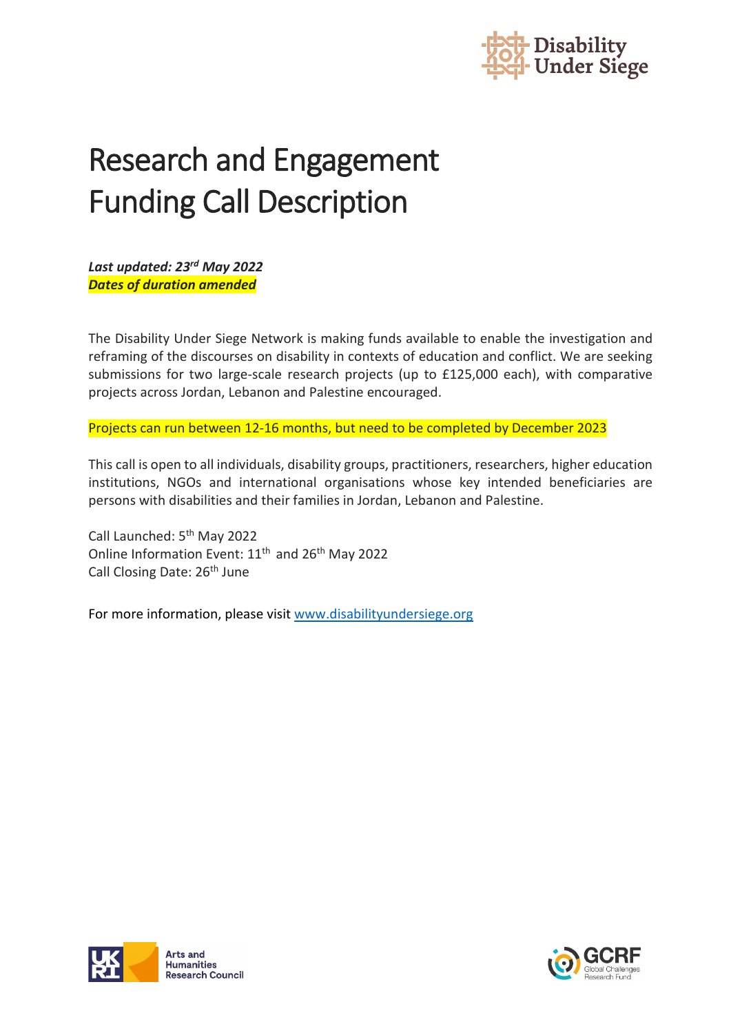# Research and Engagement Funding Call Description

***Last updated: 23rd May 2022***
***Dates of duration amended***

The Disability Under Siege Network is making funds available to enable the investigation and reframing of the discourses on disability in contexts of education and conflict. We are seeking submissions for two large-scale research projects (up to £125,000 each), with comparative projects across Jordan, Lebanon and Palestine encouraged.

Projects can run between 12-16 months, but need to be completed by December 2023

This call is open to all individuals, disability groups, practitioners, researchers, higher education institutions, NGOs and international organisations whose key intended beneficiaries are persons with disabilities and their families in Jordan, Lebanon and Palestine.

Call Launched: 5th May 2022
Online Information Event: 11th and 26th May 2022
Call Closing Date: 26th June

For more information, please visit [www.disabilityundersiege.org](http://www.disabilityundersiege.org)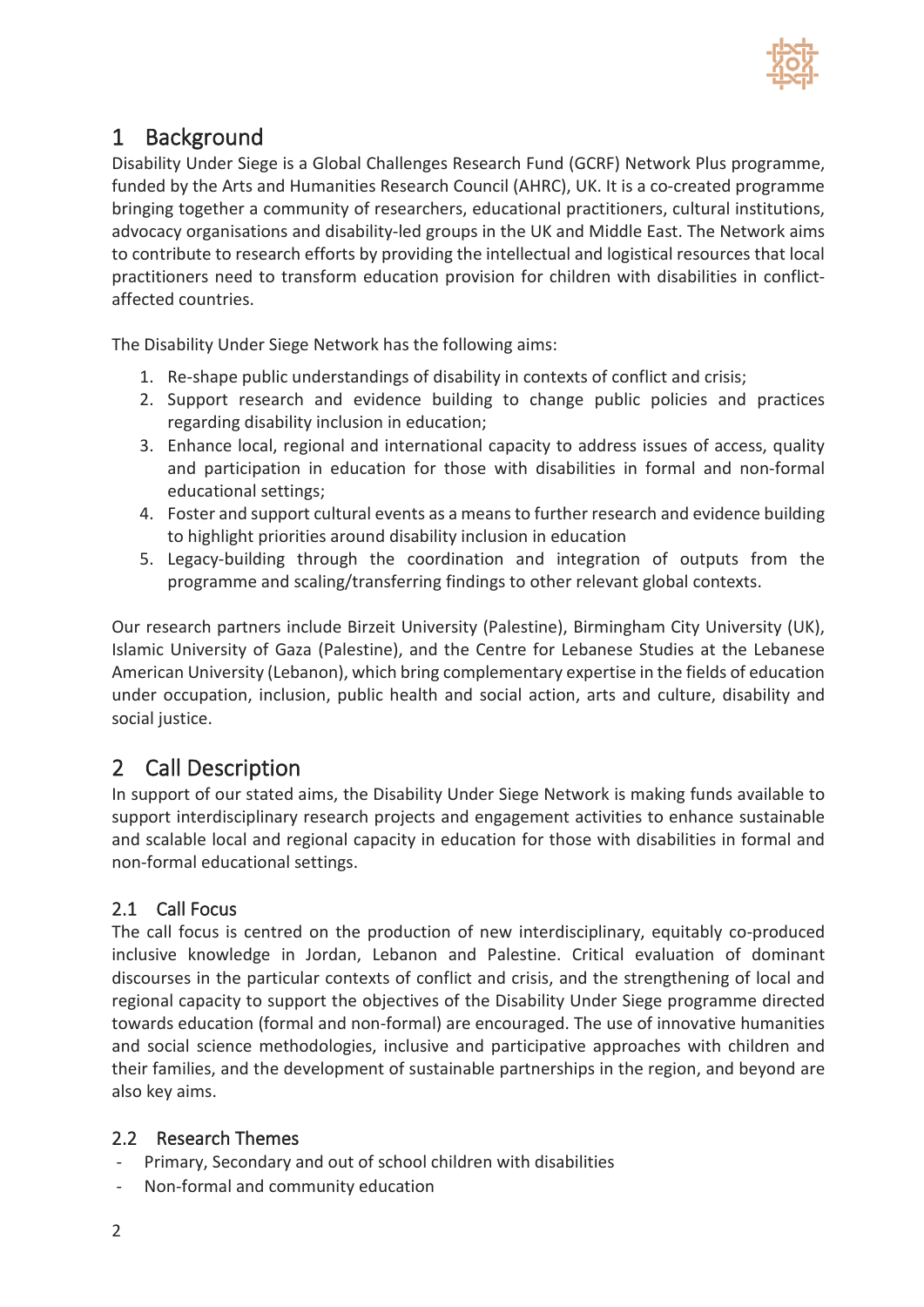# 1 Background

Disability Under Siege is a Global Challenges Research Fund (GCRF) Network Plus programme, funded by the Arts and Humanities Research Council (AHRC), UK. It is a co-created programme bringing together a community of researchers, educational practitioners, cultural institutions, advocacy organisations and disability-led groups in the UK and Middle East. The Network aims to contribute to research efforts by providing the intellectual and logistical resources that local practitioners need to transform education provision for children with disabilities in conflict-affected countries.

The Disability Under Siege Network has the following aims:

1. Re-shape public understandings of disability in contexts of conflict and crisis;
2. Support research and evidence building to change public policies and practices regarding disability inclusion in education;
3. Enhance local, regional and international capacity to address issues of access, quality and participation in education for those with disabilities in formal and non-formal educational settings;
4. Foster and support cultural events as a means to further research and evidence building to highlight priorities around disability inclusion in education
5. Legacy-building through the coordination and integration of outputs from the programme and scaling/transferring findings to other relevant global contexts.

Our research partners include Birzeit University (Palestine), Birmingham City University (UK), Islamic University of Gaza (Palestine), and the Centre for Lebanese Studies at the Lebanese American University (Lebanon), which bring complementary expertise in the fields of education under occupation, inclusion, public health and social action, arts and culture, disability and social justice.

# 2 Call Description

In support of our stated aims, the Disability Under Siege Network is making funds available to support interdisciplinary research projects and engagement activities to enhance sustainable and scalable local and regional capacity in education for those with disabilities in formal and non-formal educational settings.

## 2.1 Call Focus

The call focus is centred on the production of new interdisciplinary, equitably co-produced inclusive knowledge in Jordan, Lebanon and Palestine. Critical evaluation of dominant discourses in the particular contexts of conflict and crisis, and the strengthening of local and regional capacity to support the objectives of the Disability Under Siege programme directed towards education (formal and non-formal) are encouraged. The use of innovative humanities and social science methodologies, inclusive and participative approaches with children and their families, and the development of sustainable partnerships in the region, and beyond are also key aims.

## 2.2 Research Themes

- Primary, Secondary and out of school children with disabilities
- Non-formal and community education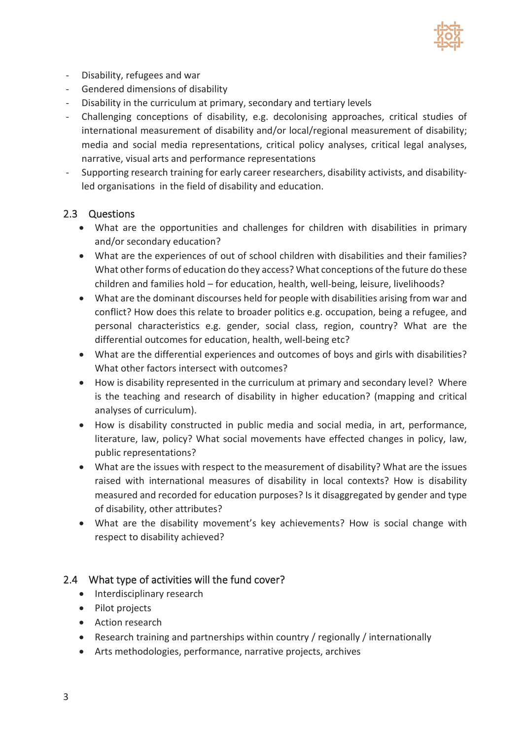- Disability, refugees and war
- Gendered dimensions of disability
- Disability in the curriculum at primary, secondary and tertiary levels
- Challenging conceptions of disability, e.g. decolonising approaches, critical studies of international measurement of disability and/or local/regional measurement of disability; media and social media representations, critical policy analyses, critical legal analyses, narrative, visual arts and performance representations
- Supporting research training for early career researchers, disability activists, and disability-led organisations in the field of disability and education.

## 2.3 Questions

- What are the opportunities and challenges for children with disabilities in primary and/or secondary education?
- What are the experiences of out of school children with disabilities and their families? What other forms of education do they access? What conceptions of the future do these children and families hold – for education, health, well-being, leisure, livelihoods?
- What are the dominant discourses held for people with disabilities arising from war and conflict? How does this relate to broader politics e.g. occupation, being a refugee, and personal characteristics e.g. gender, social class, region, country? What are the differential outcomes for education, health, well-being etc?
- What are the differential experiences and outcomes of boys and girls with disabilities? What other factors intersect with outcomes?
- How is disability represented in the curriculum at primary and secondary level? Where is the teaching and research of disability in higher education? (mapping and critical analyses of curriculum).
- How is disability constructed in public media and social media, in art, performance, literature, law, policy? What social movements have effected changes in policy, law, public representations?
- What are the issues with respect to the measurement of disability? What are the issues raised with international measures of disability in local contexts? How is disability measured and recorded for education purposes? Is it disaggregated by gender and type of disability, other attributes?
- What are the disability movement's key achievements? How is social change with respect to disability achieved?

## 2.4 What type of activities will the fund cover?

- Interdisciplinary research
- Pilot projects
- Action research
- Research training and partnerships within country / regionally / internationally
- Arts methodologies, performance, narrative projects, archives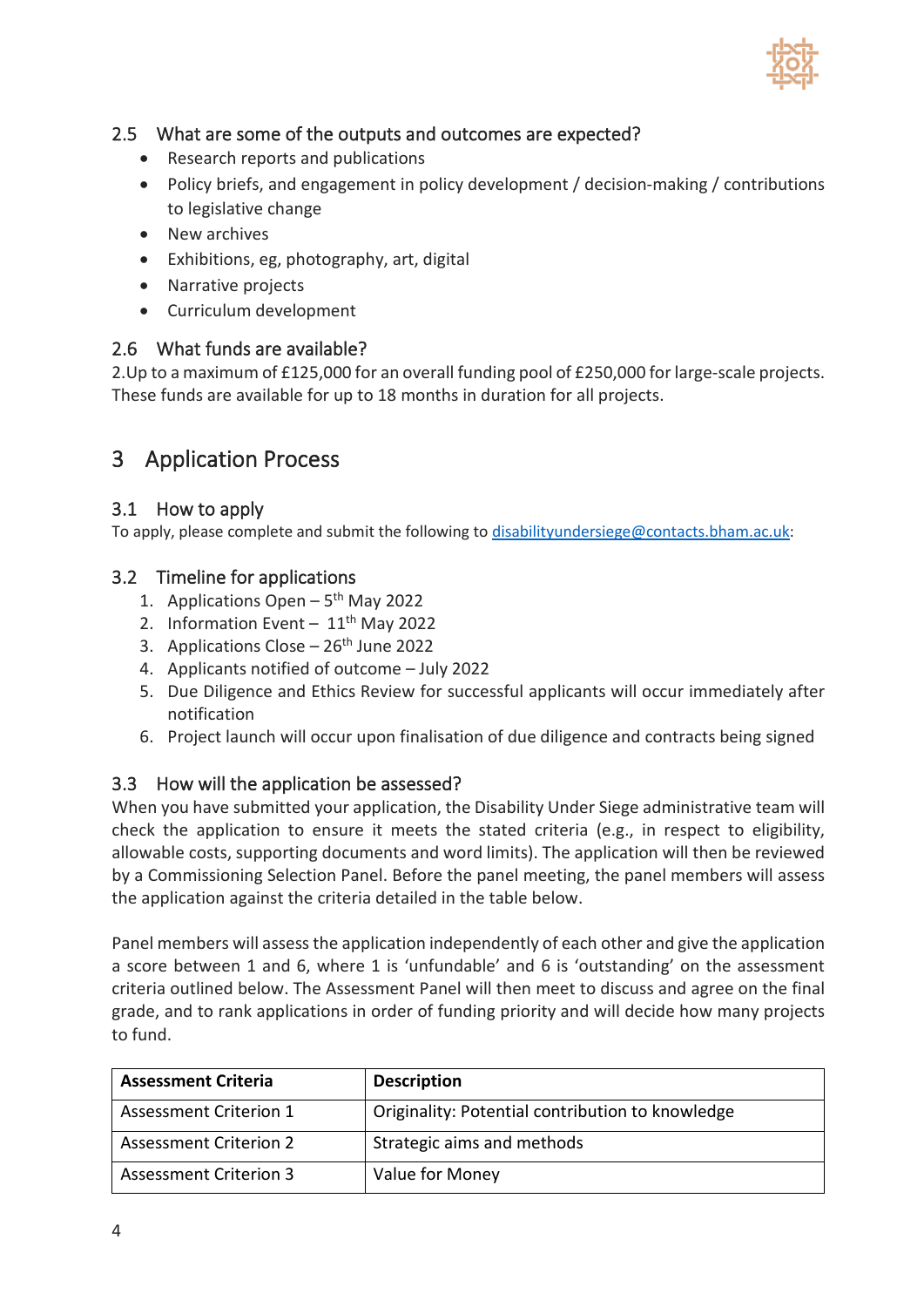### 2.5 What are some of the outputs and outcomes are expected?

- Research reports and publications
- Policy briefs, and engagement in policy development / decision-making / contributions to legislative change
- New archives
- Exhibitions, eg, photography, art, digital
- Narrative projects
- Curriculum development

### 2.6 What funds are available?

2.Up to a maximum of £125,000 for an overall funding pool of £250,000 for large-scale projects. These funds are available for up to 18 months in duration for all projects.

## 3 Application Process

### 3.1 How to apply

To apply, please complete and submit the following to disabilityundersiege@contacts.bham.ac.uk:

### 3.2 Timeline for applications

1. Applications Open – 5th May 2022
2. Information Event – 11th May 2022
3. Applications Close – 26th June 2022
4. Applicants notified of outcome – July 2022
5. Due Diligence and Ethics Review for successful applicants will occur immediately after notification
6. Project launch will occur upon finalisation of due diligence and contracts being signed

### 3.3 How will the application be assessed?

When you have submitted your application, the Disability Under Siege administrative team will check the application to ensure it meets the stated criteria (e.g., in respect to eligibility, allowable costs, supporting documents and word limits). The application will then be reviewed by a Commissioning Selection Panel. Before the panel meeting, the panel members will assess the application against the criteria detailed in the table below.

Panel members will assess the application independently of each other and give the application a score between 1 and 6, where 1 is 'unfundable' and 6 is 'outstanding' on the assessment criteria outlined below. The Assessment Panel will then meet to discuss and agree on the final grade, and to rank applications in order of funding priority and will decide how many projects to fund.

| **Assessment Criteria** | **Description** |
|---|---|
| Assessment Criterion 1 | Originality: Potential contribution to knowledge |
| Assessment Criterion 2 | Strategic aims and methods |
| Assessment Criterion 3 | Value for Money |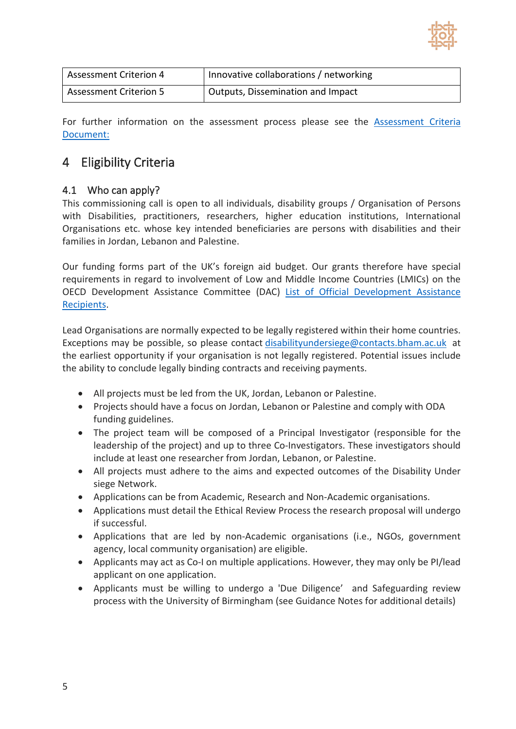| Assessment Criterion 4 | Innovative collaborations / networking |
|---|---|
| Assessment Criterion 5 | Outputs, Dissemination and Impact |

For further information on the assessment process please see the [Assessment Criteria Document:]()

# 4 Eligibility Criteria

## 4.1 Who can apply?

This commissioning call is open to all individuals, disability groups / Organisation of Persons with Disabilities, practitioners, researchers, higher education institutions, International Organisations etc. whose key intended beneficiaries are persons with disabilities and their families in Jordan, Lebanon and Palestine.

Our funding forms part of the UK's foreign aid budget. Our grants therefore have special requirements in regard to involvement of Low and Middle Income Countries (LMICs) on the OECD Development Assistance Committee (DAC) [List of Official Development Assistance Recipients]().

Lead Organisations are normally expected to be legally registered within their home countries. Exceptions may be possible, so please contact disabilityundersiege@contacts.bham.ac.uk at the earliest opportunity if your organisation is not legally registered. Potential issues include the ability to conclude legally binding contracts and receiving payments.

- All projects must be led from the UK, Jordan, Lebanon or Palestine.
- Projects should have a focus on Jordan, Lebanon or Palestine and comply with ODA funding guidelines.
- The project team will be composed of a Principal Investigator (responsible for the leadership of the project) and up to three Co-Investigators. These investigators should include at least one researcher from Jordan, Lebanon, or Palestine.
- All projects must adhere to the aims and expected outcomes of the Disability Under siege Network.
- Applications can be from Academic, Research and Non-Academic organisations.
- Applications must detail the Ethical Review Process the research proposal will undergo if successful.
- Applications that are led by non-Academic organisations (i.e., NGOs, government agency, local community organisation) are eligible.
- Applicants may act as Co-I on multiple applications. However, they may only be PI/lead applicant on one application.
- Applicants must be willing to undergo a 'Due Diligence' and Safeguarding review process with the University of Birmingham (see Guidance Notes for additional details)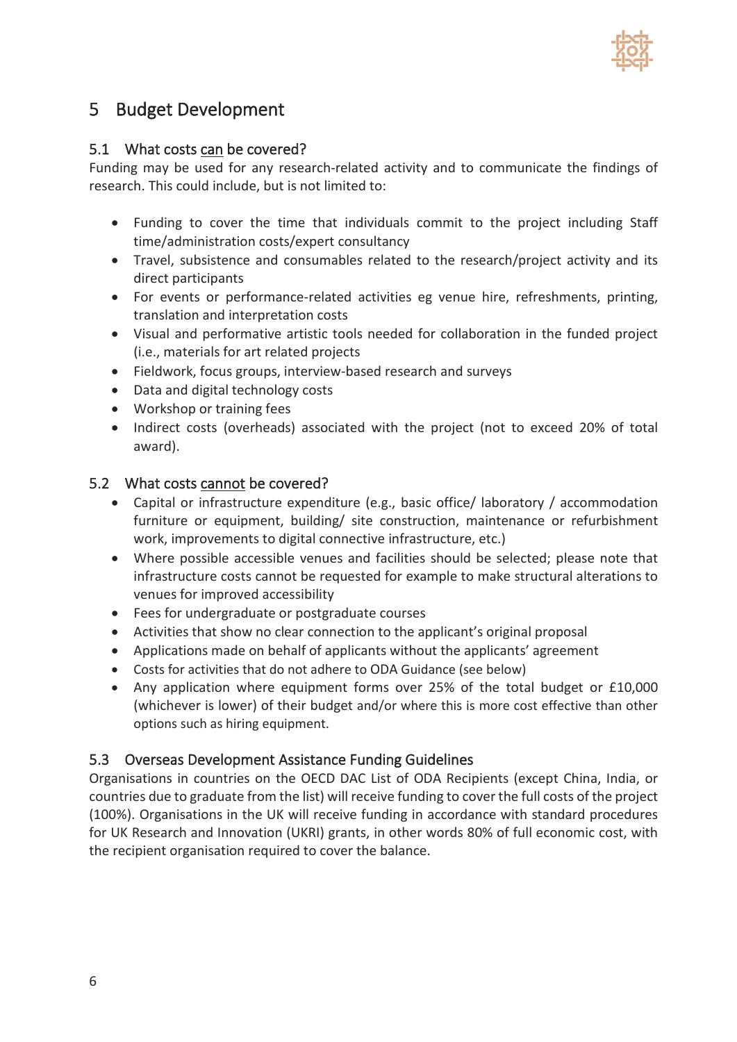# 5 Budget Development

## 5.1 What costs can be covered?

Funding may be used for any research-related activity and to communicate the findings of research. This could include, but is not limited to:

- Funding to cover the time that individuals commit to the project including Staff time/administration costs/expert consultancy
- Travel, subsistence and consumables related to the research/project activity and its direct participants
- For events or performance-related activities eg venue hire, refreshments, printing, translation and interpretation costs
- Visual and performative artistic tools needed for collaboration in the funded project (i.e., materials for art related projects
- Fieldwork, focus groups, interview-based research and surveys
- Data and digital technology costs
- Workshop or training fees
- Indirect costs (overheads) associated with the project (not to exceed 20% of total award).

## 5.2 What costs cannot be covered?

- Capital or infrastructure expenditure (e.g., basic office/ laboratory / accommodation furniture or equipment, building/ site construction, maintenance or refurbishment work, improvements to digital connective infrastructure, etc.)
- Where possible accessible venues and facilities should be selected; please note that infrastructure costs cannot be requested for example to make structural alterations to venues for improved accessibility
- Fees for undergraduate or postgraduate courses
- Activities that show no clear connection to the applicant's original proposal
- Applications made on behalf of applicants without the applicants' agreement
- Costs for activities that do not adhere to ODA Guidance (see below)
- Any application where equipment forms over 25% of the total budget or £10,000 (whichever is lower) of their budget and/or where this is more cost effective than other options such as hiring equipment.

## 5.3 Overseas Development Assistance Funding Guidelines

Organisations in countries on the OECD DAC List of ODA Recipients (except China, India, or countries due to graduate from the list) will receive funding to cover the full costs of the project (100%). Organisations in the UK will receive funding in accordance with standard procedures for UK Research and Innovation (UKRI) grants, in other words 80% of full economic cost, with the recipient organisation required to cover the balance.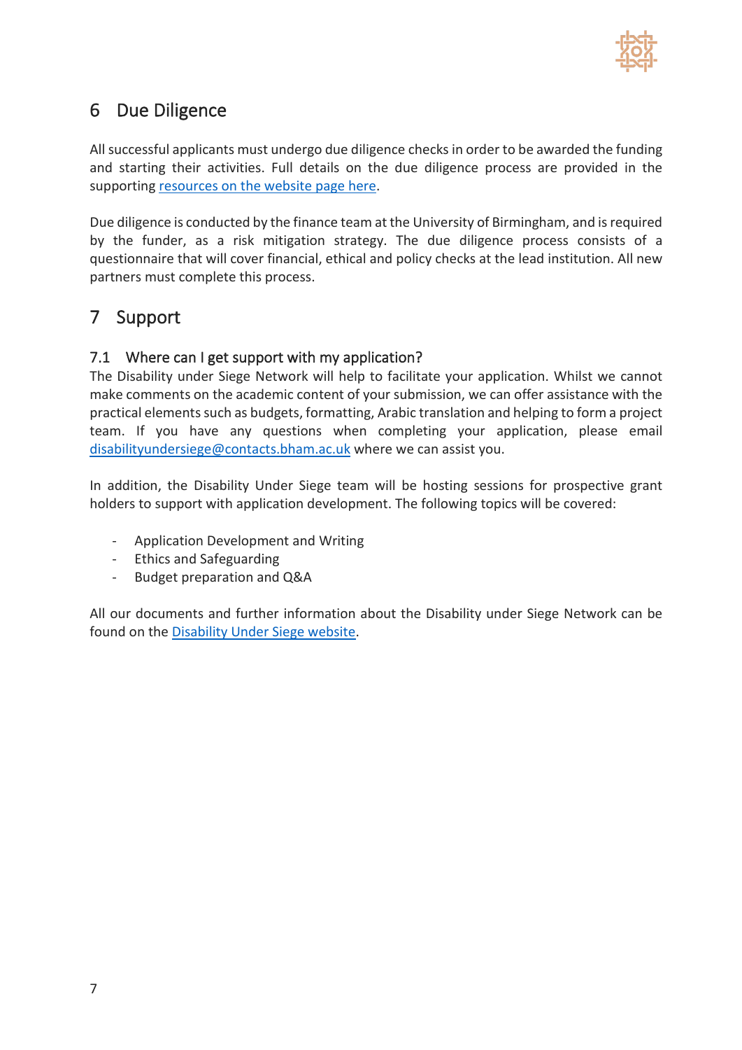## 6 Due Diligence

All successful applicants must undergo due diligence checks in order to be awarded the funding and starting their activities. Full details on the due diligence process are provided in the supporting resources on the website page here.

Due diligence is conducted by the finance team at the University of Birmingham, and is required by the funder, as a risk mitigation strategy. The due diligence process consists of a questionnaire that will cover financial, ethical and policy checks at the lead institution. All new partners must complete this process.

## 7 Support

### 7.1 Where can I get support with my application?

The Disability under Siege Network will help to facilitate your application. Whilst we cannot make comments on the academic content of your submission, we can offer assistance with the practical elements such as budgets, formatting, Arabic translation and helping to form a project team. If you have any questions when completing your application, please email disabilityundersiege@contacts.bham.ac.uk where we can assist you.

In addition, the Disability Under Siege team will be hosting sessions for prospective grant holders to support with application development. The following topics will be covered:

- Application Development and Writing
- Ethics and Safeguarding
- Budget preparation and Q&A

All our documents and further information about the Disability under Siege Network can be found on the Disability Under Siege website.